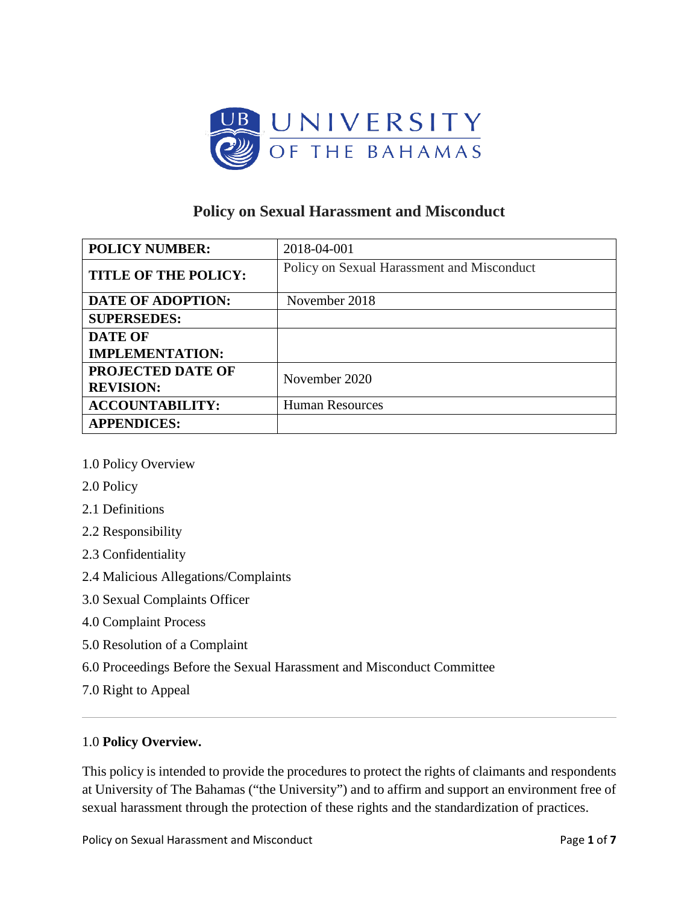UNIVERSITY OF THE BAHAMAS

# Policy on Sexual Harassment and Misconduct

| | |
|---|---|
| **POLICY NUMBER:** | 2018-04-001 |
| **TITLE OF THE POLICY:** | Policy on Sexual Harassment and Misconduct |
| **DATE OF ADOPTION:** | November 2018 |
| **SUPERSEDES:** | |
| **DATE OF IMPLEMENTATION:** | |
| **PROJECTED DATE OF REVISION:** | November 2020 |
| **ACCOUNTABILITY:** | Human Resources |
| **APPENDICES:** | |

1.0 Policy Overview

2.0 Policy

2.1 Definitions

2.2 Responsibility

2.3 Confidentiality

2.4 Malicious Allegations/Complaints

3.0 Sexual Complaints Officer

4.0 Complaint Process

5.0 Resolution of a Complaint

6.0 Proceedings Before the Sexual Harassment and Misconduct Committee

7.0 Right to Appeal

---

## 1.0 **Policy Overview.**

This policy is intended to provide the procedures to protect the rights of claimants and respondents at University of The Bahamas ("the University") and to affirm and support an environment free of sexual harassment through the protection of these rights and the standardization of practices.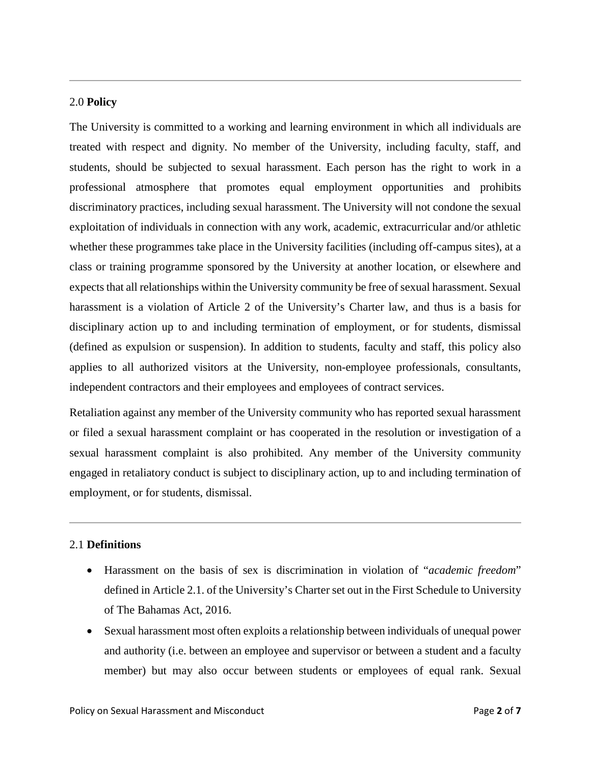## 2.0 **Policy**

The University is committed to a working and learning environment in which all individuals are treated with respect and dignity. No member of the University, including faculty, staff, and students, should be subjected to sexual harassment. Each person has the right to work in a professional atmosphere that promotes equal employment opportunities and prohibits discriminatory practices, including sexual harassment. The University will not condone the sexual exploitation of individuals in connection with any work, academic, extracurricular and/or athletic whether these programmes take place in the University facilities (including off-campus sites), at a class or training programme sponsored by the University at another location, or elsewhere and expects that all relationships within the University community be free of sexual harassment. Sexual harassment is a violation of Article 2 of the University's Charter law, and thus is a basis for disciplinary action up to and including termination of employment, or for students, dismissal (defined as expulsion or suspension). In addition to students, faculty and staff, this policy also applies to all authorized visitors at the University, non-employee professionals, consultants, independent contractors and their employees and employees of contract services.

Retaliation against any member of the University community who has reported sexual harassment or filed a sexual harassment complaint or has cooperated in the resolution or investigation of a sexual harassment complaint is also prohibited. Any member of the University community engaged in retaliatory conduct is subject to disciplinary action, up to and including termination of employment, or for students, dismissal.

## 2.1 **Definitions**

- Harassment on the basis of sex is discrimination in violation of "*academic freedom*" defined in Article 2.1. of the University's Charter set out in the First Schedule to University of The Bahamas Act, 2016.
- Sexual harassment most often exploits a relationship between individuals of unequal power and authority (i.e. between an employee and supervisor or between a student and a faculty member) but may also occur between students or employees of equal rank. Sexual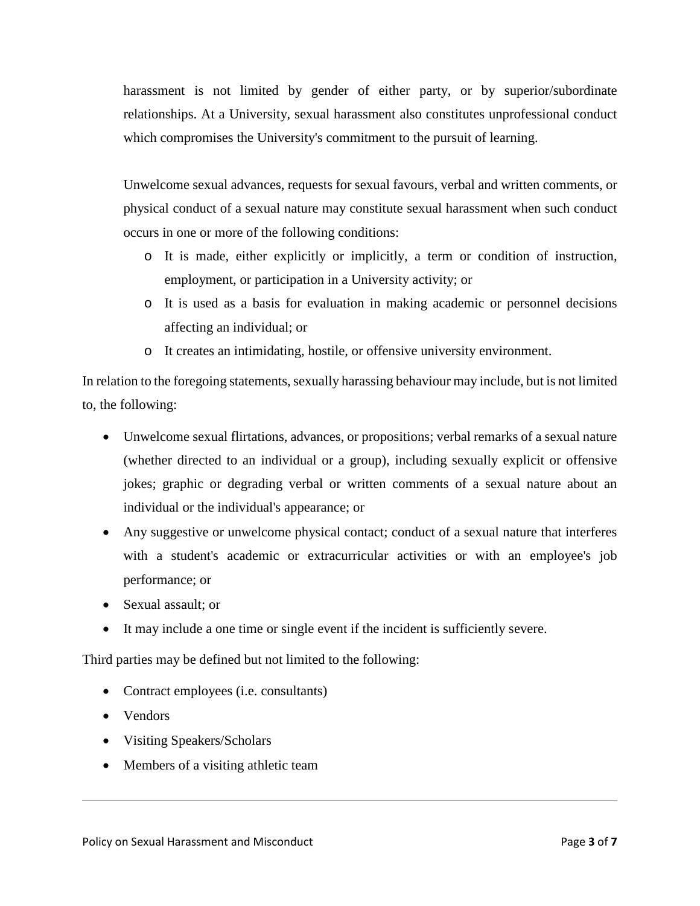harassment is not limited by gender of either party, or by superior/subordinate relationships. At a University, sexual harassment also constitutes unprofessional conduct which compromises the University's commitment to the pursuit of learning.

Unwelcome sexual advances, requests for sexual favours, verbal and written comments, or physical conduct of a sexual nature may constitute sexual harassment when such conduct occurs in one or more of the following conditions:

- It is made, either explicitly or implicitly, a term or condition of instruction, employment, or participation in a University activity; or
- It is used as a basis for evaluation in making academic or personnel decisions affecting an individual; or
- It creates an intimidating, hostile, or offensive university environment.

In relation to the foregoing statements, sexually harassing behaviour may include, but is not limited to, the following:

- Unwelcome sexual flirtations, advances, or propositions; verbal remarks of a sexual nature (whether directed to an individual or a group), including sexually explicit or offensive jokes; graphic or degrading verbal or written comments of a sexual nature about an individual or the individual's appearance; or
- Any suggestive or unwelcome physical contact; conduct of a sexual nature that interferes with a student's academic or extracurricular activities or with an employee's job performance; or
- Sexual assault; or
- It may include a one time or single event if the incident is sufficiently severe.

Third parties may be defined but not limited to the following:

- Contract employees (i.e. consultants)
- Vendors
- Visiting Speakers/Scholars
- Members of a visiting athletic team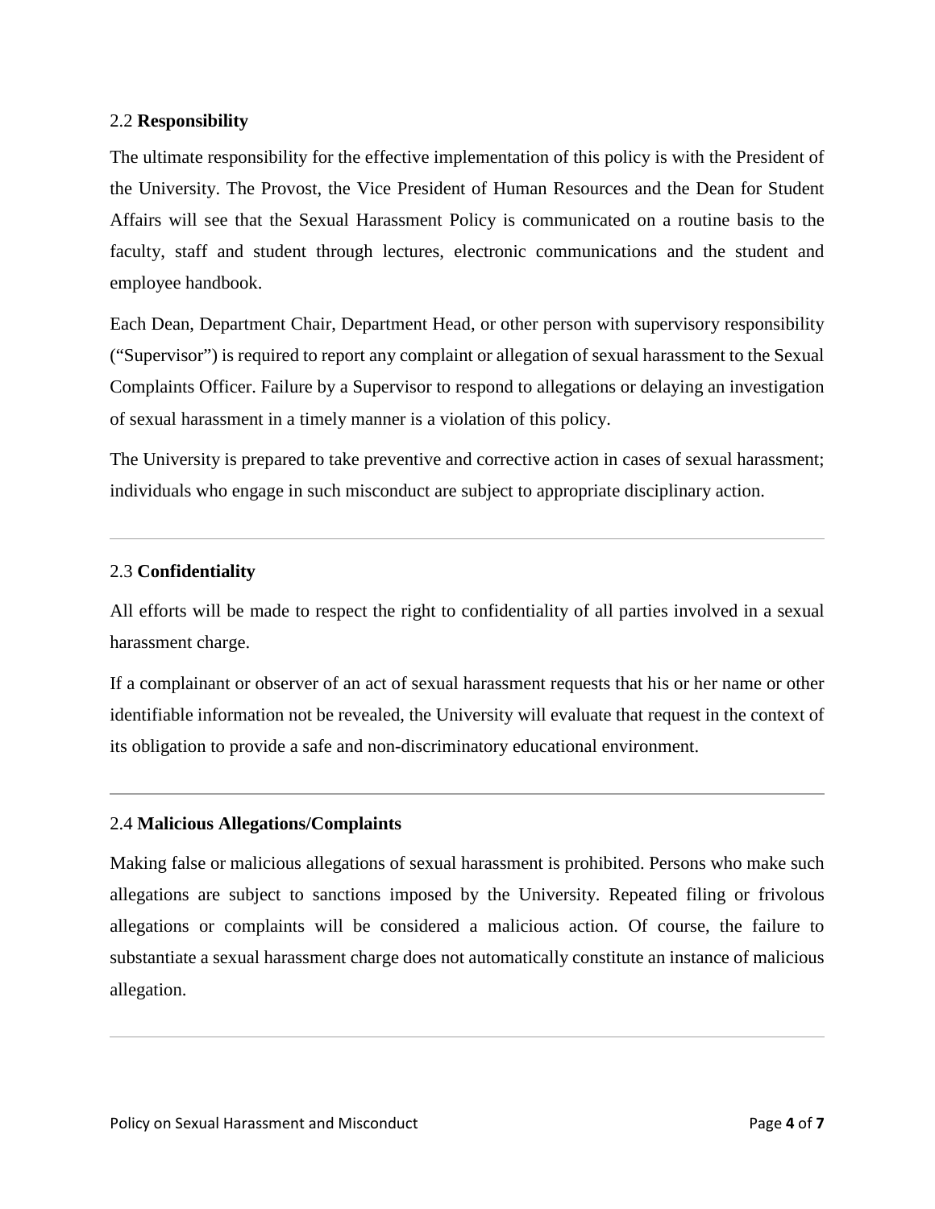## 2.2 **Responsibility**

The ultimate responsibility for the effective implementation of this policy is with the President of the University. The Provost, the Vice President of Human Resources and the Dean for Student Affairs will see that the Sexual Harassment Policy is communicated on a routine basis to the faculty, staff and student through lectures, electronic communications and the student and employee handbook.

Each Dean, Department Chair, Department Head, or other person with supervisory responsibility ("Supervisor") is required to report any complaint or allegation of sexual harassment to the Sexual Complaints Officer. Failure by a Supervisor to respond to allegations or delaying an investigation of sexual harassment in a timely manner is a violation of this policy.

The University is prepared to take preventive and corrective action in cases of sexual harassment; individuals who engage in such misconduct are subject to appropriate disciplinary action.

---

## 2.3 **Confidentiality**

All efforts will be made to respect the right to confidentiality of all parties involved in a sexual harassment charge.

If a complainant or observer of an act of sexual harassment requests that his or her name or other identifiable information not be revealed, the University will evaluate that request in the context of its obligation to provide a safe and non-discriminatory educational environment.

---

## 2.4 **Malicious Allegations/Complaints**

Making false or malicious allegations of sexual harassment is prohibited. Persons who make such allegations are subject to sanctions imposed by the University. Repeated filing or frivolous allegations or complaints will be considered a malicious action. Of course, the failure to substantiate a sexual harassment charge does not automatically constitute an instance of malicious allegation.

---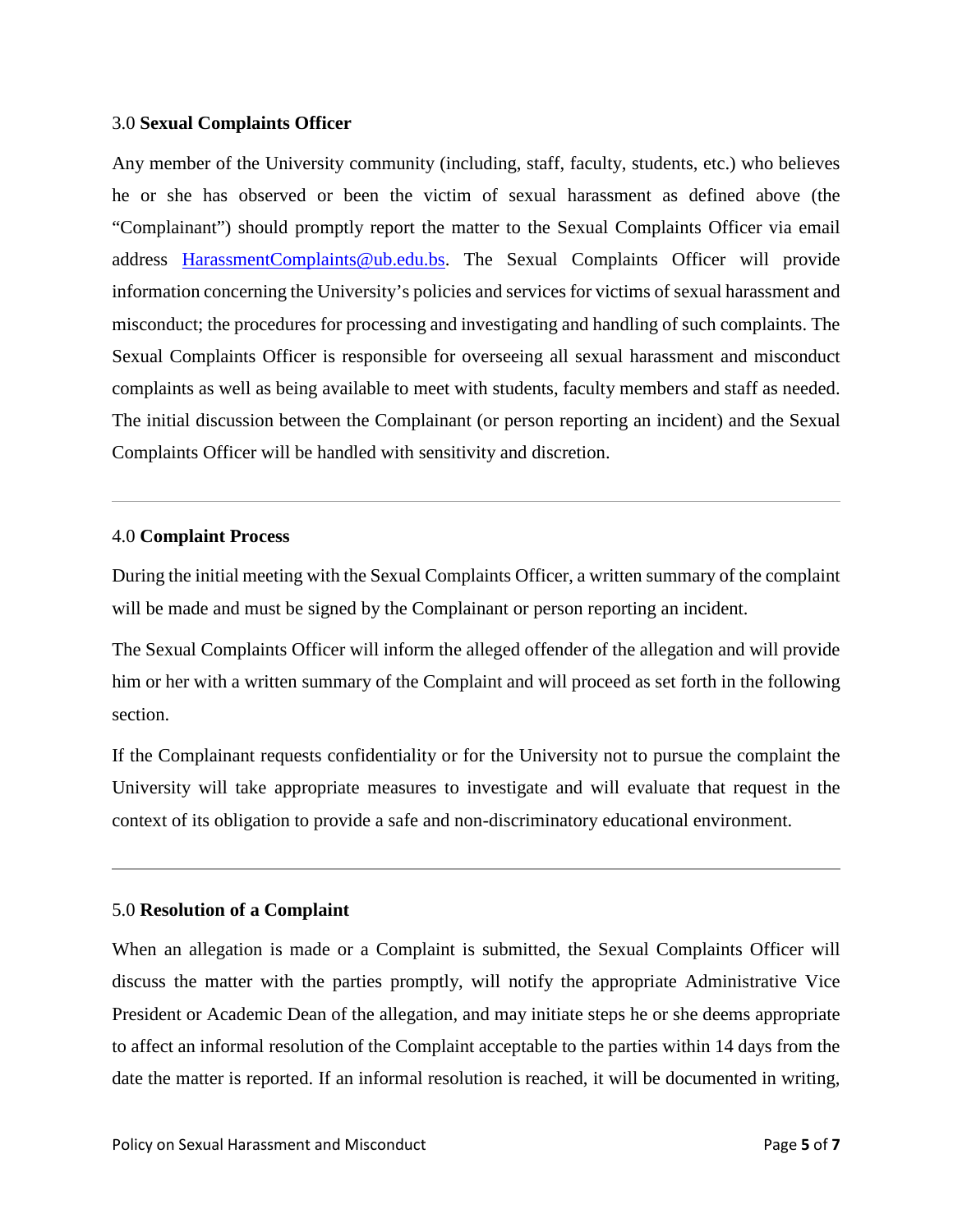## 3.0 **Sexual Complaints Officer**

Any member of the University community (including, staff, faculty, students, etc.) who believes he or she has observed or been the victim of sexual harassment as defined above (the "Complainant") should promptly report the matter to the Sexual Complaints Officer via email address HarassmentComplaints@ub.edu.bs. The Sexual Complaints Officer will provide information concerning the University's policies and services for victims of sexual harassment and misconduct; the procedures for processing and investigating and handling of such complaints. The Sexual Complaints Officer is responsible for overseeing all sexual harassment and misconduct complaints as well as being available to meet with students, faculty members and staff as needed. The initial discussion between the Complainant (or person reporting an incident) and the Sexual Complaints Officer will be handled with sensitivity and discretion.

---

## 4.0 **Complaint Process**

During the initial meeting with the Sexual Complaints Officer, a written summary of the complaint will be made and must be signed by the Complainant or person reporting an incident.

The Sexual Complaints Officer will inform the alleged offender of the allegation and will provide him or her with a written summary of the Complaint and will proceed as set forth in the following section.

If the Complainant requests confidentiality or for the University not to pursue the complaint the University will take appropriate measures to investigate and will evaluate that request in the context of its obligation to provide a safe and non-discriminatory educational environment.

---

## 5.0 **Resolution of a Complaint**

When an allegation is made or a Complaint is submitted, the Sexual Complaints Officer will discuss the matter with the parties promptly, will notify the appropriate Administrative Vice President or Academic Dean of the allegation, and may initiate steps he or she deems appropriate to affect an informal resolution of the Complaint acceptable to the parties within 14 days from the date the matter is reported. If an informal resolution is reached, it will be documented in writing,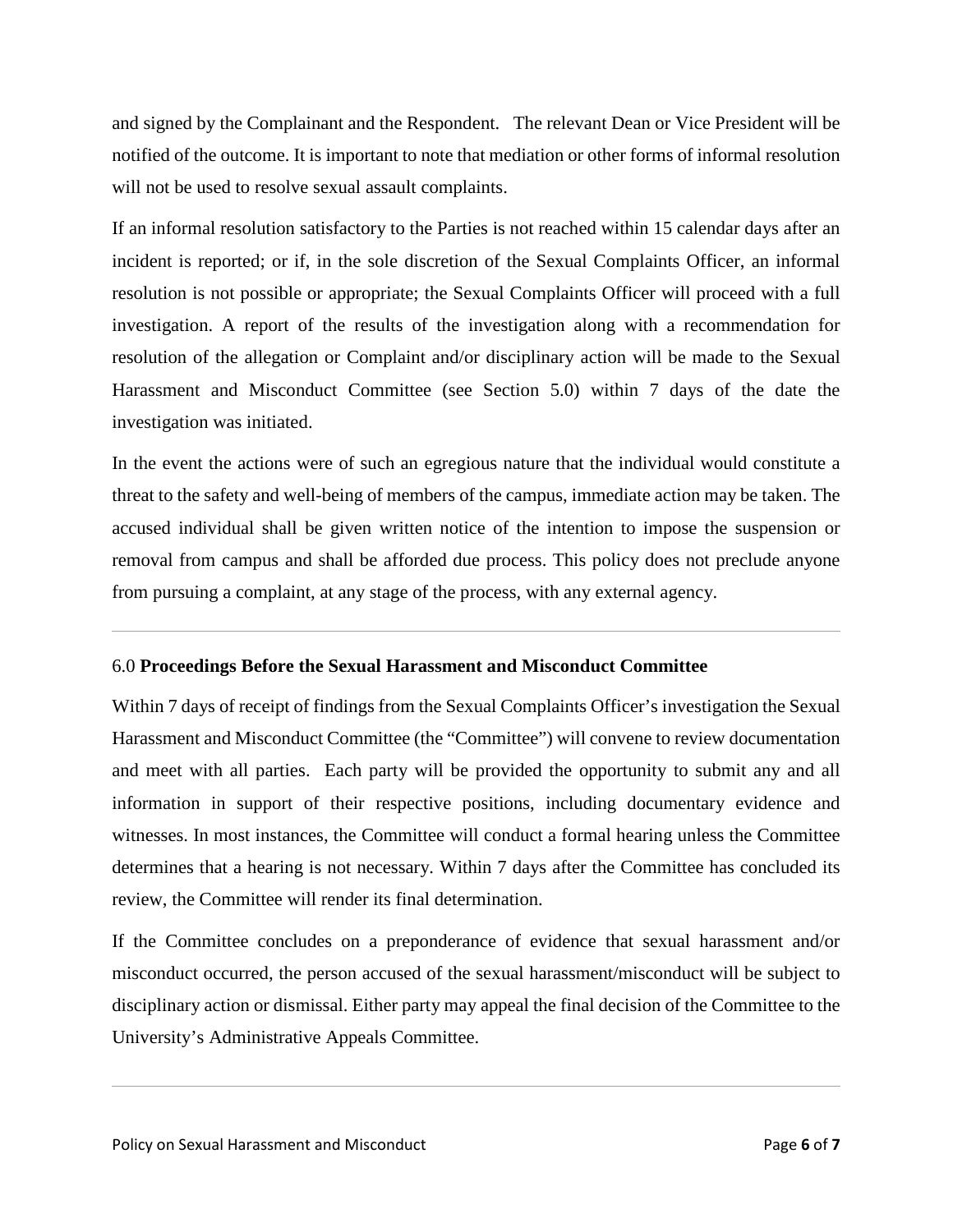and signed by the Complainant and the Respondent. The relevant Dean or Vice President will be notified of the outcome. It is important to note that mediation or other forms of informal resolution will not be used to resolve sexual assault complaints.

If an informal resolution satisfactory to the Parties is not reached within 15 calendar days after an incident is reported; or if, in the sole discretion of the Sexual Complaints Officer, an informal resolution is not possible or appropriate; the Sexual Complaints Officer will proceed with a full investigation. A report of the results of the investigation along with a recommendation for resolution of the allegation or Complaint and/or disciplinary action will be made to the Sexual Harassment and Misconduct Committee (see Section 5.0) within 7 days of the date the investigation was initiated.

In the event the actions were of such an egregious nature that the individual would constitute a threat to the safety and well-being of members of the campus, immediate action may be taken. The accused individual shall be given written notice of the intention to impose the suspension or removal from campus and shall be afforded due process. This policy does not preclude anyone from pursuing a complaint, at any stage of the process, with any external agency.

---

## 6.0 **Proceedings Before the Sexual Harassment and Misconduct Committee**

Within 7 days of receipt of findings from the Sexual Complaints Officer's investigation the Sexual Harassment and Misconduct Committee (the "Committee") will convene to review documentation and meet with all parties. Each party will be provided the opportunity to submit any and all information in support of their respective positions, including documentary evidence and witnesses. In most instances, the Committee will conduct a formal hearing unless the Committee determines that a hearing is not necessary. Within 7 days after the Committee has concluded its review, the Committee will render its final determination.

If the Committee concludes on a preponderance of evidence that sexual harassment and/or misconduct occurred, the person accused of the sexual harassment/misconduct will be subject to disciplinary action or dismissal. Either party may appeal the final decision of the Committee to the University's Administrative Appeals Committee.

---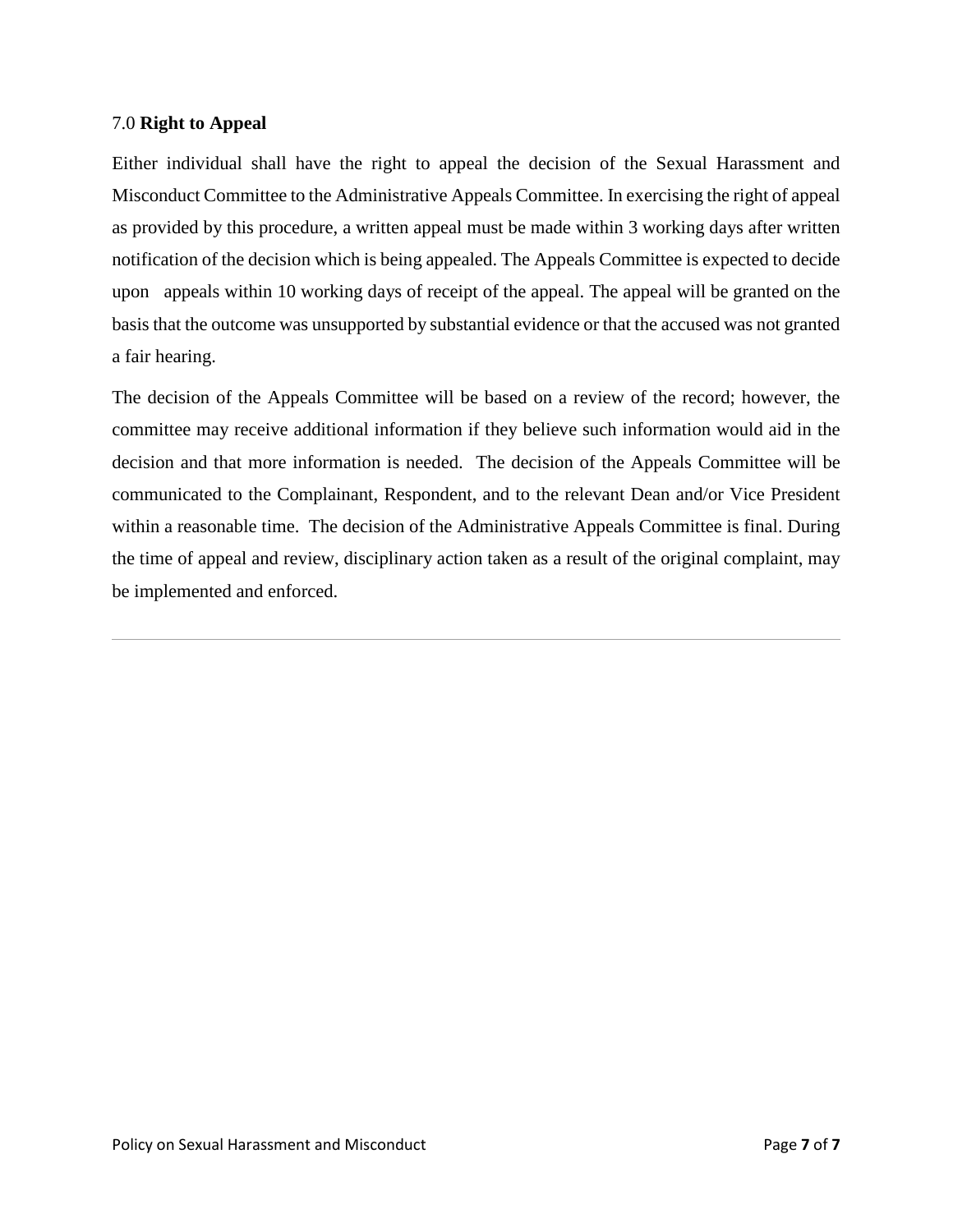## 7.0 **Right to Appeal**

Either individual shall have the right to appeal the decision of the Sexual Harassment and Misconduct Committee to the Administrative Appeals Committee. In exercising the right of appeal as provided by this procedure, a written appeal must be made within 3 working days after written notification of the decision which is being appealed. The Appeals Committee is expected to decide upon appeals within 10 working days of receipt of the appeal. The appeal will be granted on the basis that the outcome was unsupported by substantial evidence or that the accused was not granted a fair hearing.

The decision of the Appeals Committee will be based on a review of the record; however, the committee may receive additional information if they believe such information would aid in the decision and that more information is needed. The decision of the Appeals Committee will be communicated to the Complainant, Respondent, and to the relevant Dean and/or Vice President within a reasonable time. The decision of the Administrative Appeals Committee is final. During the time of appeal and review, disciplinary action taken as a result of the original complaint, may be implemented and enforced.

---